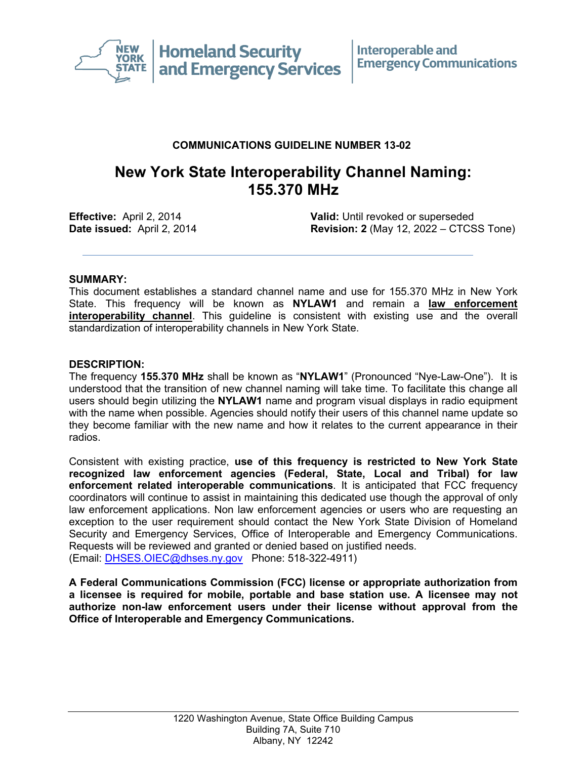New York State Homeland Security and Emergency Services | Interoperable and Emergency Communications

**COMMUNICATIONS GUIDELINE NUMBER 13-02**

# New York State Interoperability Channel Naming: 155.370 MHz

**Effective:** April 2, 2014
**Date issued:** April 2, 2014

**Valid:** Until revoked or superseded
**Revision: 2** (May 12, 2022 – CTCSS Tone)

---

**SUMMARY:**

This document establishes a standard channel name and use for 155.370 MHz in New York State. This frequency will be known as **NYLAW1** and remain a **law enforcement interoperability channel**. This guideline is consistent with existing use and the overall standardization of interoperability channels in New York State.

**DESCRIPTION:**

The frequency **155.370 MHz** shall be known as "**NYLAW1**" (Pronounced "Nye-Law-One"). It is understood that the transition of new channel naming will take time. To facilitate this change all users should begin utilizing the **NYLAW1** name and program visual displays in radio equipment with the name when possible. Agencies should notify their users of this channel name update so they become familiar with the new name and how it relates to the current appearance in their radios.

Consistent with existing practice, **use of this frequency is restricted to New York State recognized law enforcement agencies (Federal, State, Local and Tribal) for law enforcement related interoperable communications**. It is anticipated that FCC frequency coordinators will continue to assist in maintaining this dedicated use though the approval of only law enforcement applications. Non law enforcement agencies or users who are requesting an exception to the user requirement should contact the New York State Division of Homeland Security and Emergency Services, Office of Interoperable and Emergency Communications. Requests will be reviewed and granted or denied based on justified needs.
(Email: DHSES.OIEC@dhses.ny.gov Phone: 518-322-4911)

**A Federal Communications Commission (FCC) license or appropriate authorization from a licensee is required for mobile, portable and base station use. A licensee may not authorize non-law enforcement users under their license without approval from the Office of Interoperable and Emergency Communications.**

1220 Washington Avenue, State Office Building Campus
Building 7A, Suite 710
Albany, NY 12242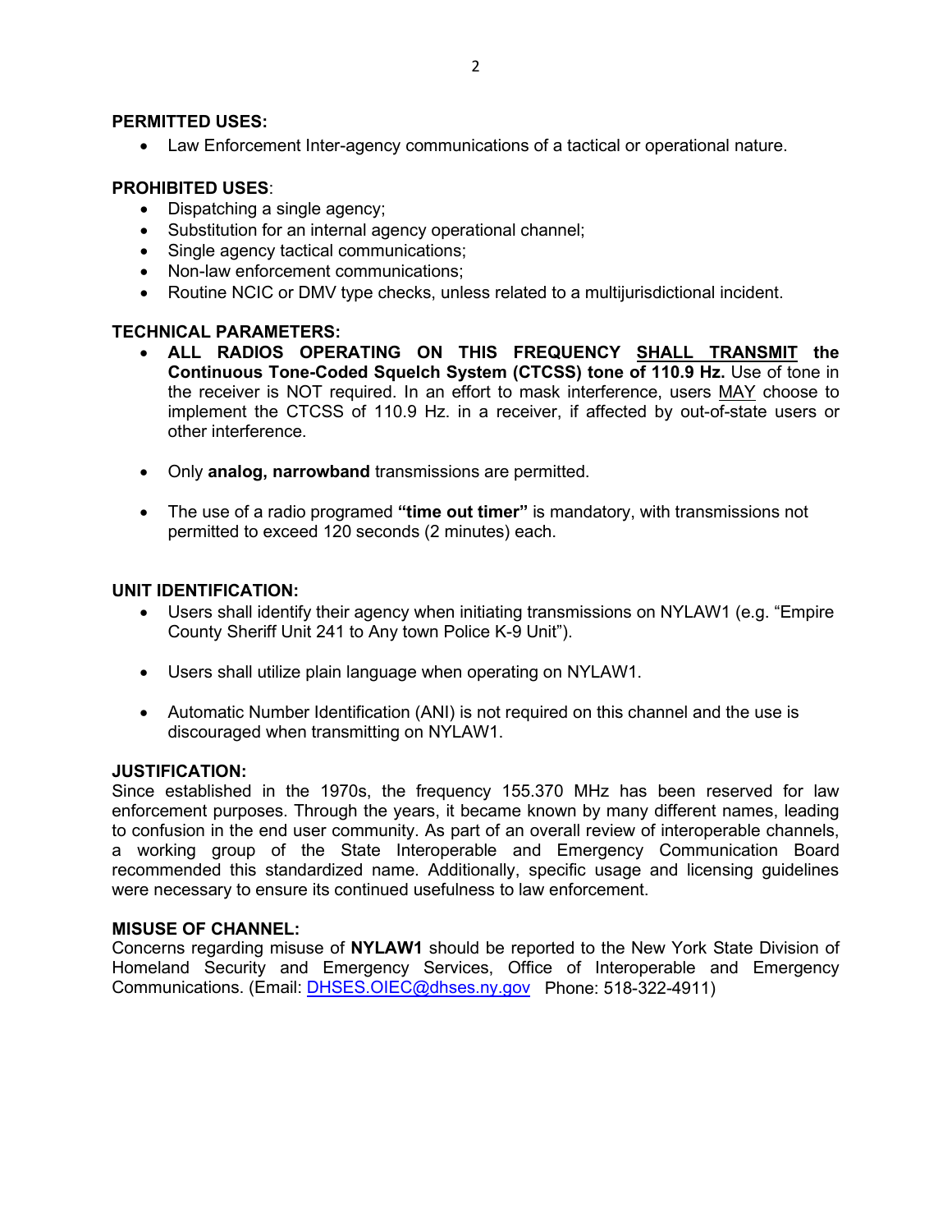**PERMITTED USES:**

- Law Enforcement Inter-agency communications of a tactical or operational nature.

**PROHIBITED USES**:

- Dispatching a single agency;
- Substitution for an internal agency operational channel;
- Single agency tactical communications;
- Non-law enforcement communications;
- Routine NCIC or DMV type checks, unless related to a multijurisdictional incident.

**TECHNICAL PARAMETERS:**

- **ALL RADIOS OPERATING ON THIS FREQUENCY SHALL TRANSMIT the Continuous Tone-Coded Squelch System (CTCSS) tone of 110.9 Hz.** Use of tone in the receiver is NOT required. In an effort to mask interference, users MAY choose to implement the CTCSS of 110.9 Hz. in a receiver, if affected by out-of-state users or other interference.

- Only **analog, narrowband** transmissions are permitted.

- The use of a radio programed **"time out timer"** is mandatory, with transmissions not permitted to exceed 120 seconds (2 minutes) each.

**UNIT IDENTIFICATION:**

- Users shall identify their agency when initiating transmissions on NYLAW1 (e.g. "Empire County Sheriff Unit 241 to Any town Police K-9 Unit").

- Users shall utilize plain language when operating on NYLAW1.

- Automatic Number Identification (ANI) is not required on this channel and the use is discouraged when transmitting on NYLAW1.

**JUSTIFICATION:**

Since established in the 1970s, the frequency 155.370 MHz has been reserved for law enforcement purposes. Through the years, it became known by many different names, leading to confusion in the end user community. As part of an overall review of interoperable channels, a working group of the State Interoperable and Emergency Communication Board recommended this standardized name. Additionally, specific usage and licensing guidelines were necessary to ensure its continued usefulness to law enforcement.

**MISUSE OF CHANNEL:**

Concerns regarding misuse of **NYLAW1** should be reported to the New York State Division of Homeland Security and Emergency Services, Office of Interoperable and Emergency Communications. (Email: DHSES.OIEC@dhses.ny.gov Phone: 518-322-4911)